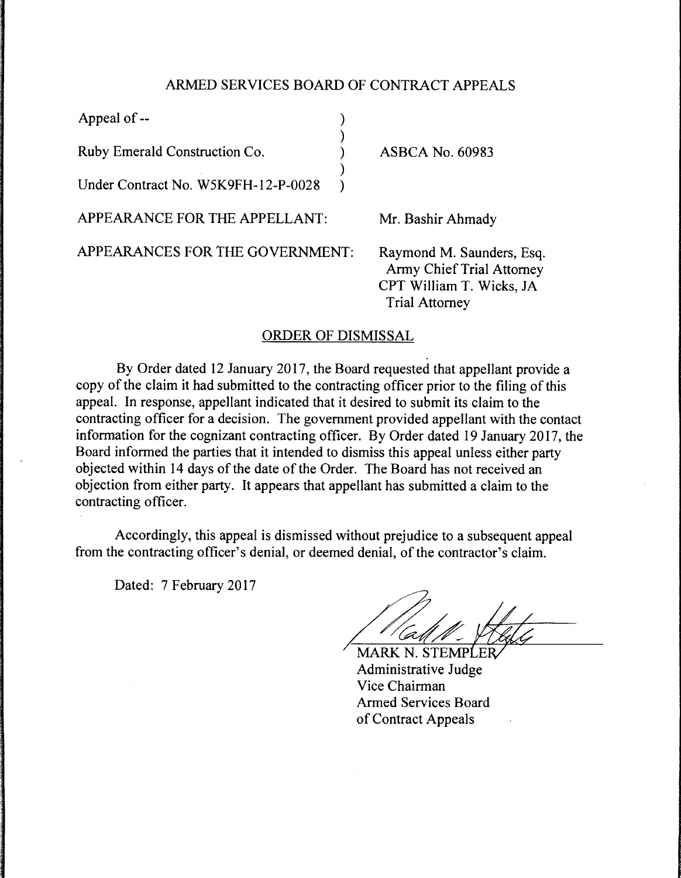ARMED SERVICES BOARD OF CONTRACT APPEALS

| | | |
|---|---|---|
| Appeal of -- | ) | |
| | ) | |
| Ruby Emerald Construction Co. | ) | ASBCA No. 60983 |
| | ) | |
| Under Contract No. W5K9FH-12-P-0028 | ) | |

APPEARANCE FOR THE APPELLANT: Mr. Bashir Ahmady

APPEARANCES FOR THE GOVERNMENT: Raymond M. Saunders, Esq.
Army Chief Trial Attorney
CPT William T. Wicks, JA
Trial Attorney

ORDER OF DISMISSAL

By Order dated 12 January 2017, the Board requested that appellant provide a copy of the claim it had submitted to the contracting officer prior to the filing of this appeal. In response, appellant indicated that it desired to submit its claim to the contracting officer for a decision. The government provided appellant with the contact information for the cognizant contracting officer. By Order dated 19 January 2017, the Board informed the parties that it intended to dismiss this appeal unless either party objected within 14 days of the date of the Order. The Board has not received an objection from either party. It appears that appellant has submitted a claim to the contracting officer.

Accordingly, this appeal is dismissed without prejudice to a subsequent appeal from the contracting officer's denial, or deemed denial, of the contractor's claim.

Dated: 7 February 2017

MARK N. STEMPLER
Administrative Judge
Vice Chairman
Armed Services Board
of Contract Appeals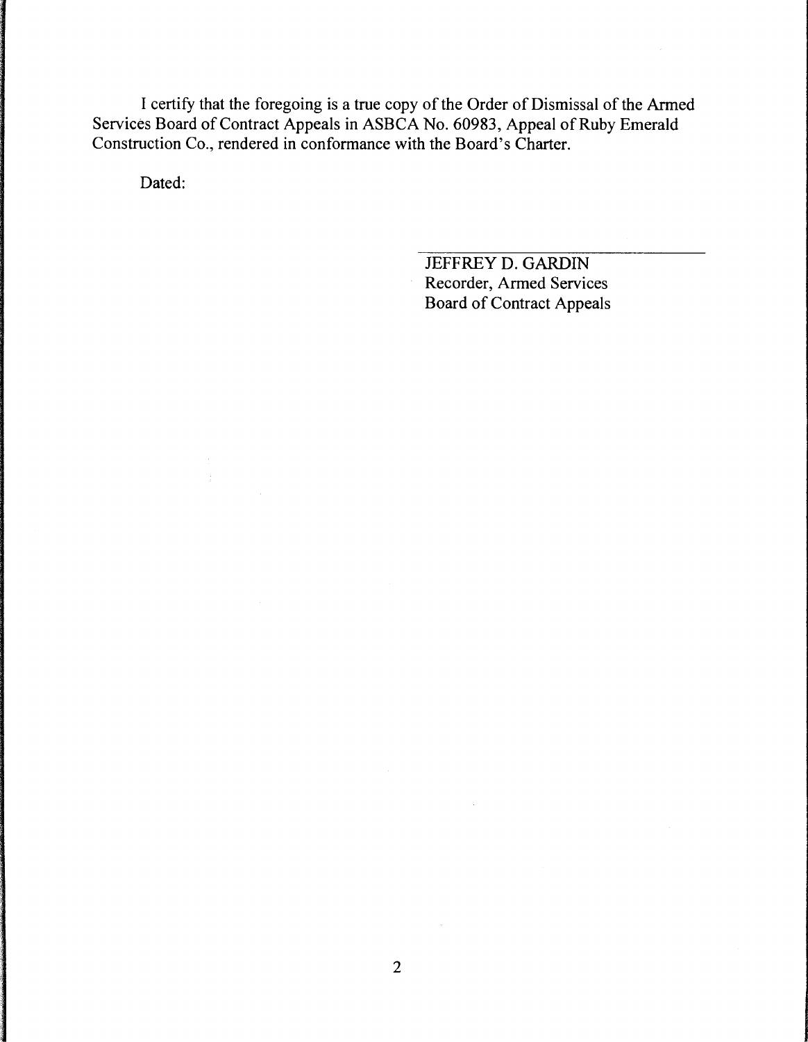I certify that the foregoing is a true copy of the Order of Dismissal of the Armed Services Board of Contract Appeals in ASBCA No. 60983, Appeal of Ruby Emerald Construction Co., rendered in conformance with the Board's Charter.

Dated:

JEFFREY D. GARDIN
Recorder, Armed Services
Board of Contract Appeals